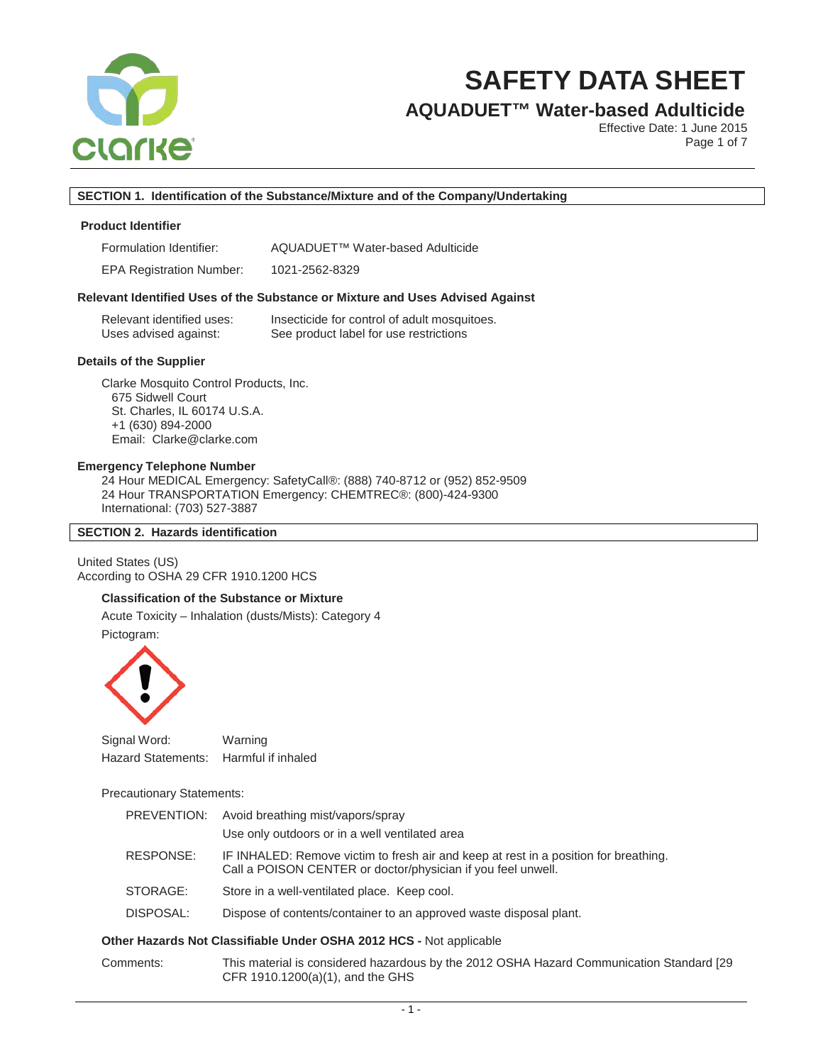# SAFETY DATA SHEET

## AQUADUET™ Water-based Adulticide

Effective Date: 1 June 2015

## SECTION 1. Identification of the Substance/Mixture and of the Company/Undertaking

### Product Identifier

| | |
|---|---|
| Formulation Identifier: | AQUADUET™ Water-based Adulticide |
| EPA Registration Number: | 1021-2562-8329 |

### Relevant Identified Uses of the Substance or Mixture and Uses Advised Against

| | |
|---|---|
| Relevant identified uses: | Insecticide for control of adult mosquitoes. |
| Uses advised against: | See product label for use restrictions |

### Details of the Supplier

Clarke Mosquito Control Products, Inc.
675 Sidwell Court
St. Charles, IL 60174 U.S.A.
+1 (630) 894-2000
Email: Clarke@clarke.com

### Emergency Telephone Number

24 Hour MEDICAL Emergency: SafetyCall®: (888) 740-8712 or (952) 852-9509
24 Hour TRANSPORTATION Emergency: CHEMTREC®: (800)-424-9300
International: (703) 527-3887

## SECTION 2. Hazards identification

United States (US)
According to OSHA 29 CFR 1910.1200 HCS

### Classification of the Substance or Mixture

Acute Toxicity – Inhalation (dusts/Mists): Category 4

Pictogram:

| | |
|---|---|
| Signal Word: | Warning |
| Hazard Statements: | Harmful if inhaled |

Precautionary Statements:

| | |
|---|---|
| PREVENTION: | Avoid breathing mist/vapors/spray<br>Use only outdoors or in a well ventilated area |
| RESPONSE: | IF INHALED: Remove victim to fresh air and keep at rest in a position for breathing. Call a POISON CENTER or doctor/physician if you feel unwell. |
| STORAGE: | Store in a well-ventilated place. Keep cool. |
| DISPOSAL: | Dispose of contents/container to an approved waste disposal plant. |

**Other Hazards Not Classifiable Under OSHA 2012 HCS -** Not applicable

Comments: This material is considered hazardous by the 2012 OSHA Hazard Communication Standard [29 CFR 1910.1200(a)(1), and the GHS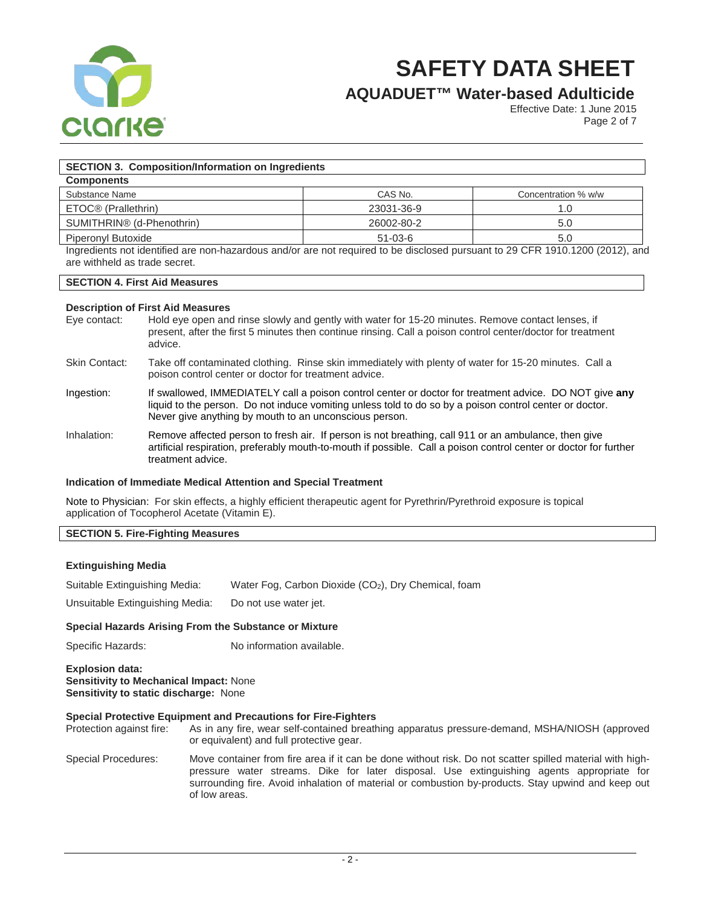## SECTION 3. Composition/Information on Ingredients

**Components**

| Substance Name | CAS No. | Concentration % w/w |
|---|---|---|
| ETOC® (Prallethrin) | 23031-36-9 | 1.0 |
| SUMITHRIN® (d-Phenothrin) | 26002-80-2 | 5.0 |
| Piperonyl Butoxide | 51-03-6 | 5.0 |

Ingredients not identified are non-hazardous and/or are not required to be disclosed pursuant to 29 CFR 1910.1200 (2012), and are withheld as trade secret.

## SECTION 4. First Aid Measures

**Description of First Aid Measures**

Eye contact: Hold eye open and rinse slowly and gently with water for 15-20 minutes. Remove contact lenses, if present, after the first 5 minutes then continue rinsing. Call a poison control center/doctor for treatment advice.

Skin Contact: Take off contaminated clothing. Rinse skin immediately with plenty of water for 15-20 minutes. Call a poison control center or doctor for treatment advice.

Ingestion: If swallowed, IMMEDIATELY call a poison control center or doctor for treatment advice. DO NOT give **any** liquid to the person. Do not induce vomiting unless told to do so by a poison control center or doctor. Never give anything by mouth to an unconscious person.

Inhalation: Remove affected person to fresh air. If person is not breathing, call 911 or an ambulance, then give artificial respiration, preferably mouth-to-mouth if possible. Call a poison control center or doctor for further treatment advice.

**Indication of Immediate Medical Attention and Special Treatment**

Note to Physician: For skin effects, a highly efficient therapeutic agent for Pyrethrin/Pyrethroid exposure is topical application of Tocopherol Acetate (Vitamin E).

## SECTION 5. Fire-Fighting Measures

**Extinguishing Media**

Suitable Extinguishing Media: Water Fog, Carbon Dioxide ($CO_2$), Dry Chemical, foam

Unsuitable Extinguishing Media: Do not use water jet.

**Special Hazards Arising From the Substance or Mixture**

Specific Hazards: No information available.

**Explosion data:**
**Sensitivity to Mechanical Impact:** None
**Sensitivity to static discharge:** None

**Special Protective Equipment and Precautions for Fire-Fighters**

Protection against fire: As in any fire, wear self-contained breathing apparatus pressure-demand, MSHA/NIOSH (approved or equivalent) and full protective gear.

Special Procedures: Move container from fire area if it can be done without risk. Do not scatter spilled material with high-pressure water streams. Dike for later disposal. Use extinguishing agents appropriate for surrounding fire. Avoid inhalation of material or combustion by-products. Stay upwind and keep out of low areas.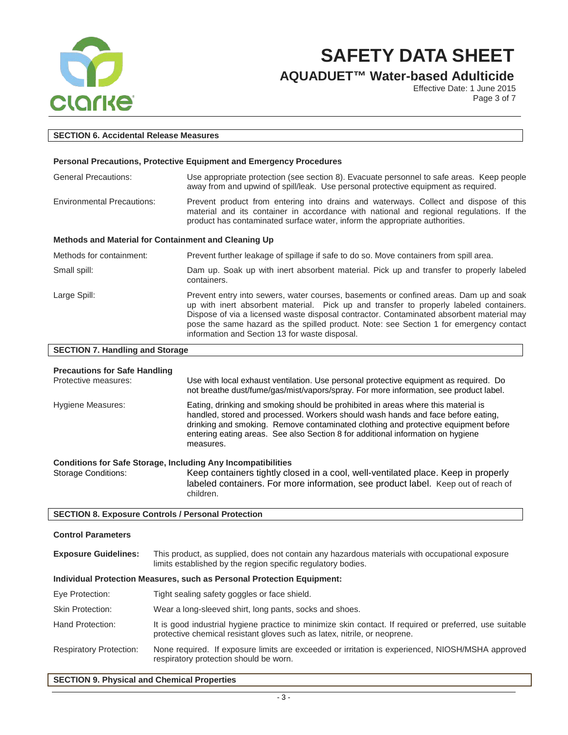## SECTION 6. Accidental Release Measures

### Personal Precautions, Protective Equipment and Emergency Procedures

General Precautions: Use appropriate protection (see section 8). Evacuate personnel to safe areas. Keep people away from and upwind of spill/leak. Use personal protective equipment as required.

Environmental Precautions: Prevent product from entering into drains and waterways. Collect and dispose of this material and its container in accordance with national and regional regulations. If the product has contaminated surface water, inform the appropriate authorities.

### Methods and Material for Containment and Cleaning Up

Methods for containment: Prevent further leakage of spillage if safe to do so. Move containers from spill area.

Small spill: Dam up. Soak up with inert absorbent material. Pick up and transfer to properly labeled containers.

Large Spill: Prevent entry into sewers, water courses, basements or confined areas. Dam up and soak up with inert absorbent material. Pick up and transfer to properly labeled containers. Dispose of via a licensed waste disposal contractor. Contaminated absorbent material may pose the same hazard as the spilled product. Note: see Section 1 for emergency contact information and Section 13 for waste disposal.

## SECTION 7. Handling and Storage

### Precautions for Safe Handling

Protective measures: Use with local exhaust ventilation. Use personal protective equipment as required. Do not breathe dust/fume/gas/mist/vapors/spray. For more information, see product label.

Hygiene Measures: Eating, drinking and smoking should be prohibited in areas where this material is handled, stored and processed. Workers should wash hands and face before eating, drinking and smoking. Remove contaminated clothing and protective equipment before entering eating areas. See also Section 8 for additional information on hygiene measures.

### Conditions for Safe Storage, Including Any Incompatibilities

Storage Conditions: Keep containers tightly closed in a cool, well-ventilated place. Keep in properly labeled containers. For more information, see product label. Keep out of reach of children.

## SECTION 8. Exposure Controls / Personal Protection

### Control Parameters

**Exposure Guidelines:** This product, as supplied, does not contain any hazardous materials with occupational exposure limits established by the region specific regulatory bodies.

### Individual Protection Measures, such as Personal Protection Equipment:

Eye Protection: Tight sealing safety goggles or face shield.

Skin Protection: Wear a long-sleeved shirt, long pants, socks and shoes.

Hand Protection: It is good industrial hygiene practice to minimize skin contact. If required or preferred, use suitable protective chemical resistant gloves such as latex, nitrile, or neoprene.

Respiratory Protection: None required. If exposure limits are exceeded or irritation is experienced, NIOSH/MSHA approved respiratory protection should be worn.

## SECTION 9. Physical and Chemical Properties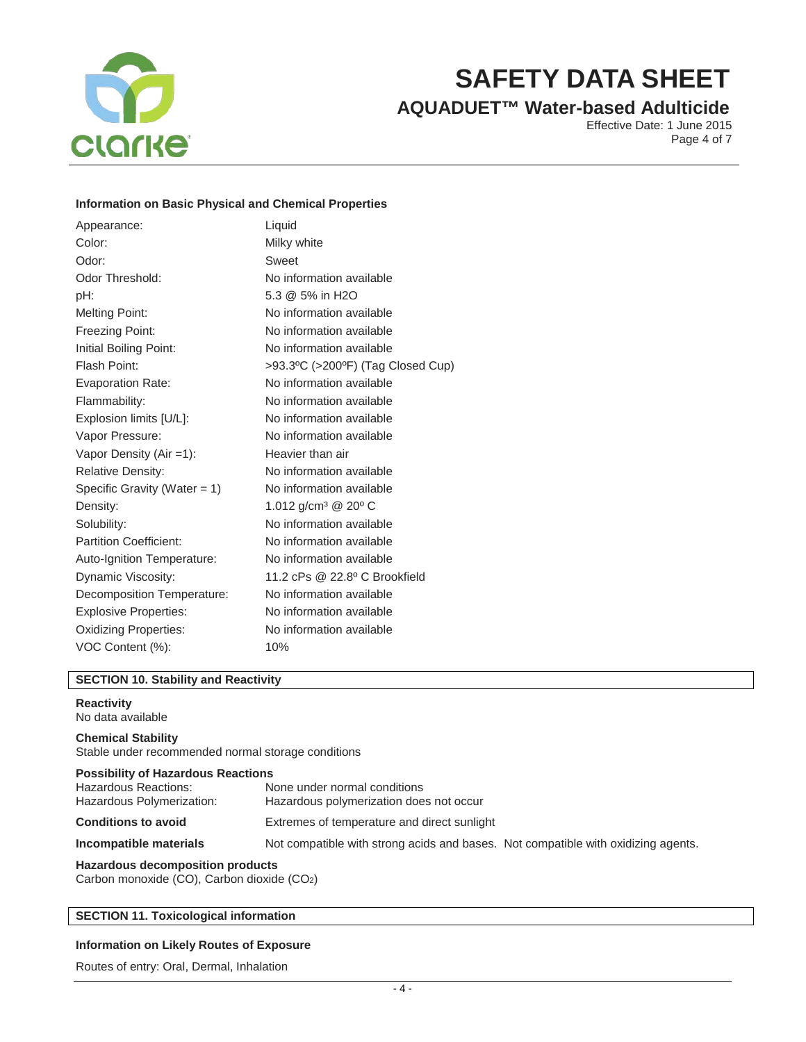### Information on Basic Physical and Chemical Properties

| Property | Value |
|---|---|
| Appearance: | Liquid |
| Color: | Milky white |
| Odor: | Sweet |
| Odor Threshold: | No information available |
| pH: | 5.3 @ 5% in H2O |
| Melting Point: | No information available |
| Freezing Point: | No information available |
| Initial Boiling Point: | No information available |
| Flash Point: | >93.3ºC (>200ºF) (Tag Closed Cup) |
| Evaporation Rate: | No information available |
| Flammability: | No information available |
| Explosion limits [U/L]: | No information available |
| Vapor Pressure: | No information available |
| Vapor Density (Air =1): | Heavier than air |
| Relative Density: | No information available |
| Specific Gravity (Water = 1) | No information available |
| Density: | 1.012 g/cm³ @ 20º C |
| Solubility: | No information available |
| Partition Coefficient: | No information available |
| Auto-Ignition Temperature: | No information available |
| Dynamic Viscosity: | 11.2 cPs @ 22.8º C Brookfield |
| Decomposition Temperature: | No information available |
| Explosive Properties: | No information available |
| Oxidizing Properties: | No information available |
| VOC Content (%): | 10% |

## SECTION 10. Stability and Reactivity

**Reactivity**
No data available

**Chemical Stability**
Stable under recommended normal storage conditions

**Possibility of Hazardous Reactions**
Hazardous Reactions: None under normal conditions
Hazardous Polymerization: Hazardous polymerization does not occur

**Conditions to avoid** Extremes of temperature and direct sunlight

**Incompatible materials** Not compatible with strong acids and bases. Not compatible with oxidizing agents.

**Hazardous decomposition products**
Carbon monoxide (CO), Carbon dioxide ($CO_2$)

## SECTION 11. Toxicological information

### Information on Likely Routes of Exposure

Routes of entry: Oral, Dermal, Inhalation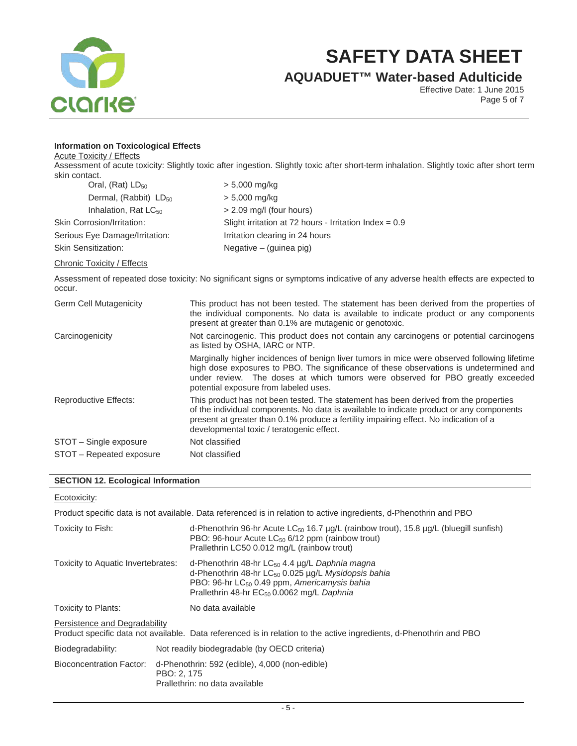### Information on Toxicological Effects

Acute Toxicity / Effects

Assessment of acute toxicity: Slightly toxic after ingestion. Slightly toxic after short-term inhalation. Slightly toxic after short term skin contact.

| | |
|---|---|
| Oral, (Rat) $LD_{50}$ | > 5,000 mg/kg |
| Dermal, (Rabbit) $LD_{50}$ | > 5,000 mg/kg |
| Inhalation, Rat $LC_{50}$ | > 2.09 mg/l (four hours) |
| Skin Corrosion/Irritation: | Slight irritation at 72 hours - Irritation Index = 0.9 |
| Serious Eye Damage/Irritation: | Irritation clearing in 24 hours |
| Skin Sensitization: | Negative – (guinea pig) |

Chronic Toxicity / Effects

Assessment of repeated dose toxicity: No significant signs or symptoms indicative of any adverse health effects are expected to occur.

| | |
|---|---|
| Germ Cell Mutagenicity | This product has not been tested. The statement has been derived from the properties of the individual components. No data is available to indicate product or any components present at greater than 0.1% are mutagenic or genotoxic. |
| Carcinogenicity | Not carcinogenic. This product does not contain any carcinogens or potential carcinogens as listed by OSHA, IARC or NTP. |
| | Marginally higher incidences of benign liver tumors in mice were observed following lifetime high dose exposures to PBO. The significance of these observations is undetermined and under review. The doses at which tumors were observed for PBO greatly exceeded potential exposure from labeled uses. |
| Reproductive Effects: | This product has not been tested. The statement has been derived from the properties of the individual components. No data is available to indicate product or any components present at greater than 0.1% produce a fertility impairing effect. No indication of a developmental toxic / teratogenic effect. |
| STOT – Single exposure | Not classified |
| STOT – Repeated exposure | Not classified |

## SECTION 12. Ecological Information

Ecotoxicity:

Product specific data is not available. Data referenced is in relation to active ingredients, d-Phenothrin and PBO

| | |
|---|---|
| Toxicity to Fish: | d-Phenothrin 96-hr Acute $LC_{50}$ 16.7 µg/L (rainbow trout), 15.8 µg/L (bluegill sunfish)<br>PBO: 96-hour Acute $LC_{50}$ 6/12 ppm (rainbow trout)<br>Prallethrin LC50 0.012 mg/L (rainbow trout) |
| Toxicity to Aquatic Invertebrates: | d-Phenothrin 48-hr $LC_{50}$ 4.4 µg/L *Daphnia magna*<br>d-Phenothrin 48-hr $LC_{50}$ 0.025 µg/L *Mysidopsis bahia*<br>PBO: 96-hr $LC_{50}$ 0.49 ppm, *Americamysis bahia*<br>Prallethrin 48-hr $EC_{50}$ 0.0062 mg/L *Daphnia* |
| Toxicity to Plants: | No data available |

Persistence and Degradability

Product specific data not available. Data referenced is in relation to the active ingredients, d-Phenothrin and PBO

| | |
|---|---|
| Biodegradability: | Not readily biodegradable (by OECD criteria) |
| Bioconcentration Factor: | d-Phenothrin: 592 (edible), 4,000 (non-edible)<br>PBO: 2, 175<br>Prallethrin: no data available |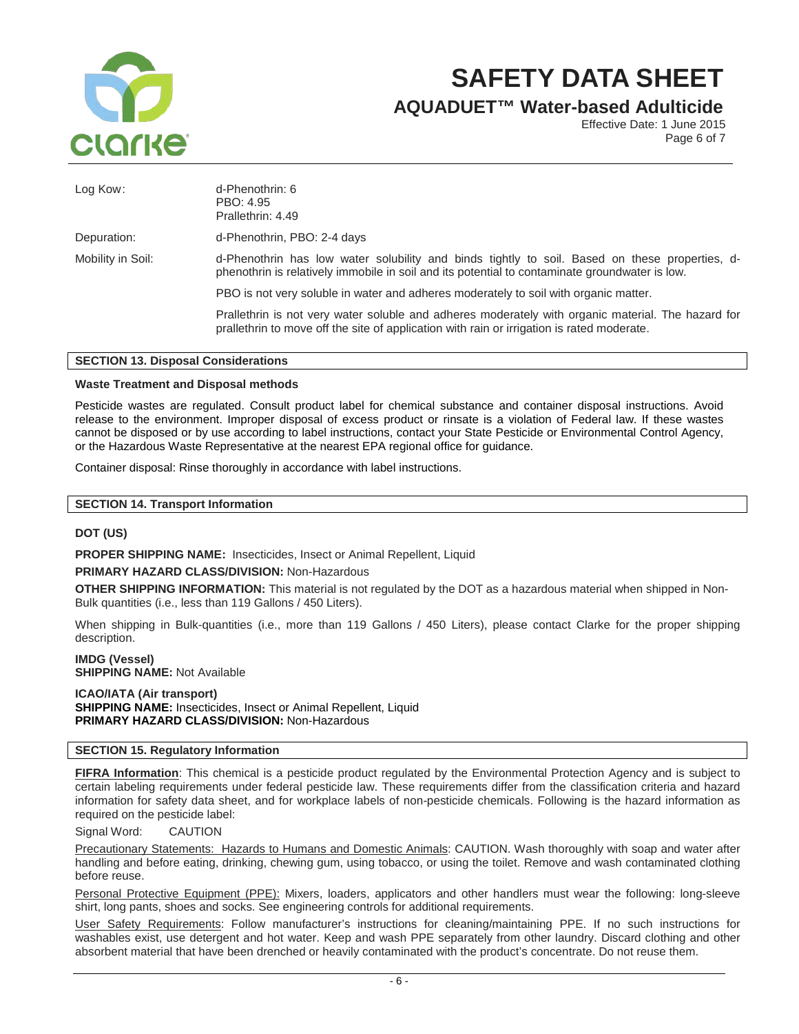| | |
|---|---|
| Log Kow: | d-Phenothrin: 6<br>PBO: 4.95<br>Prallethrin: 4.49 |
| Depuration: | d-Phenothrin, PBO: 2-4 days |
| Mobility in Soil: | d-Phenothrin has low water solubility and binds tightly to soil. Based on these properties, d-phenothrin is relatively immobile in soil and its potential to contaminate groundwater is low.<br><br>PBO is not very soluble in water and adheres moderately to soil with organic matter.<br><br>Prallethrin is not very water soluble and adheres moderately with organic material. The hazard for prallethrin to move off the site of application with rain or irrigation is rated moderate. |

## SECTION 13. Disposal Considerations

**Waste Treatment and Disposal methods**

Pesticide wastes are regulated. Consult product label for chemical substance and container disposal instructions. Avoid release to the environment. Improper disposal of excess product or rinsate is a violation of Federal law. If these wastes cannot be disposed or by use according to label instructions, contact your State Pesticide or Environmental Control Agency, or the Hazardous Waste Representative at the nearest EPA regional office for guidance.

Container disposal: Rinse thoroughly in accordance with label instructions.

## SECTION 14. Transport Information

**DOT (US)**

**PROPER SHIPPING NAME:** Insecticides, Insect or Animal Repellent, Liquid

**PRIMARY HAZARD CLASS/DIVISION:** Non-Hazardous

**OTHER SHIPPING INFORMATION:** This material is not regulated by the DOT as a hazardous material when shipped in Non-Bulk quantities (i.e., less than 119 Gallons / 450 Liters).

When shipping in Bulk-quantities (i.e., more than 119 Gallons / 450 Liters), please contact Clarke for the proper shipping description.

**IMDG (Vessel)**
**SHIPPING NAME:** Not Available

**ICAO/IATA (Air transport)**
**SHIPPING NAME:** Insecticides, Insect or Animal Repellent, Liquid
**PRIMARY HAZARD CLASS/DIVISION:** Non-Hazardous

## SECTION 15. Regulatory Information

**FIFRA Information**: This chemical is a pesticide product regulated by the Environmental Protection Agency and is subject to certain labeling requirements under federal pesticide law. These requirements differ from the classification criteria and hazard information for safety data sheet, and for workplace labels of non-pesticide chemicals. Following is the hazard information as required on the pesticide label:

Signal Word: CAUTION

Precautionary Statements: Hazards to Humans and Domestic Animals: CAUTION. Wash thoroughly with soap and water after handling and before eating, drinking, chewing gum, using tobacco, or using the toilet. Remove and wash contaminated clothing before reuse.

Personal Protective Equipment (PPE): Mixers, loaders, applicators and other handlers must wear the following: long-sleeve shirt, long pants, shoes and socks. See engineering controls for additional requirements.

User Safety Requirements: Follow manufacturer's instructions for cleaning/maintaining PPE. If no such instructions for washables exist, use detergent and hot water. Keep and wash PPE separately from other laundry. Discard clothing and other absorbent material that have been drenched or heavily contaminated with the product's concentrate. Do not reuse them.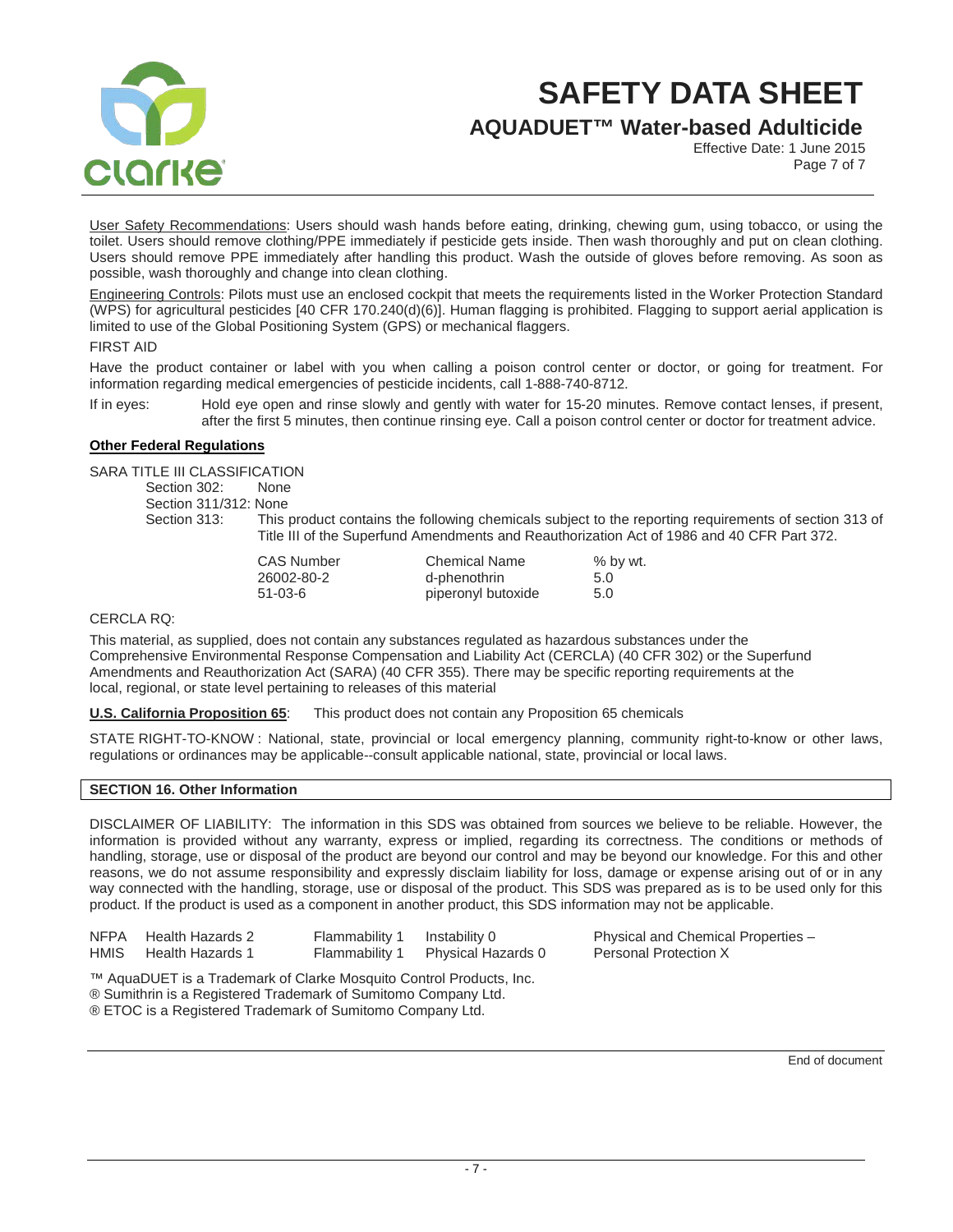User Safety Recommendations: Users should wash hands before eating, drinking, chewing gum, using tobacco, or using the toilet. Users should remove clothing/PPE immediately if pesticide gets inside. Then wash thoroughly and put on clean clothing. Users should remove PPE immediately after handling this product. Wash the outside of gloves before removing. As soon as possible, wash thoroughly and change into clean clothing.

Engineering Controls: Pilots must use an enclosed cockpit that meets the requirements listed in the Worker Protection Standard (WPS) for agricultural pesticides [40 CFR 170.240(d)(6)]. Human flagging is prohibited. Flagging to support aerial application is limited to use of the Global Positioning System (GPS) or mechanical flaggers.

FIRST AID

Have the product container or label with you when calling a poison control center or doctor, or going for treatment. For information regarding medical emergencies of pesticide incidents, call 1-888-740-8712.

If in eyes: Hold eye open and rinse slowly and gently with water for 15-20 minutes. Remove contact lenses, if present, after the first 5 minutes, then continue rinsing eye. Call a poison control center or doctor for treatment advice.

**Other Federal Regulations**

SARA TITLE III CLASSIFICATION

Section 302: None

Section 311/312: None

Section 313: This product contains the following chemicals subject to the reporting requirements of section 313 of Title III of the Superfund Amendments and Reauthorization Act of 1986 and 40 CFR Part 372.

| CAS Number | Chemical Name | % by wt. |
|---|---|---|
| 26002-80-2 | d-phenothrin | 5.0 |
| 51-03-6 | piperonyl butoxide | 5.0 |

CERCLA RQ:

This material, as supplied, does not contain any substances regulated as hazardous substances under the Comprehensive Environmental Response Compensation and Liability Act (CERCLA) (40 CFR 302) or the Superfund Amendments and Reauthorization Act (SARA) (40 CFR 355). There may be specific reporting requirements at the local, regional, or state level pertaining to releases of this material

**U.S. California Proposition 65**: This product does not contain any Proposition 65 chemicals

STATE RIGHT-TO-KNOW : National, state, provincial or local emergency planning, community right-to-know or other laws, regulations or ordinances may be applicable--consult applicable national, state, provincial or local laws.

## SECTION 16. Other Information

DISCLAIMER OF LIABILITY: The information in this SDS was obtained from sources we believe to be reliable. However, the information is provided without any warranty, express or implied, regarding its correctness. The conditions or methods of handling, storage, use or disposal of the product are beyond our control and may be beyond our knowledge. For this and other reasons, we do not assume responsibility and expressly disclaim liability for loss, damage or expense arising out of or in any way connected with the handling, storage, use or disposal of the product. This SDS was prepared as is to be used only for this product. If the product is used as a component in another product, this SDS information may not be applicable.

| | | | | |
|---|---|---|---|---|
| NFPA | Health Hazards 2 | Flammability 1 | Instability 0 | Physical and Chemical Properties – |
| HMIS | Health Hazards 1 | Flammability 1 | Physical Hazards 0 | Personal Protection X |

™ AquaDUET is a Trademark of Clarke Mosquito Control Products, Inc.

® Sumithrin is a Registered Trademark of Sumitomo Company Ltd.

® ETOC is a Registered Trademark of Sumitomo Company Ltd.

End of document